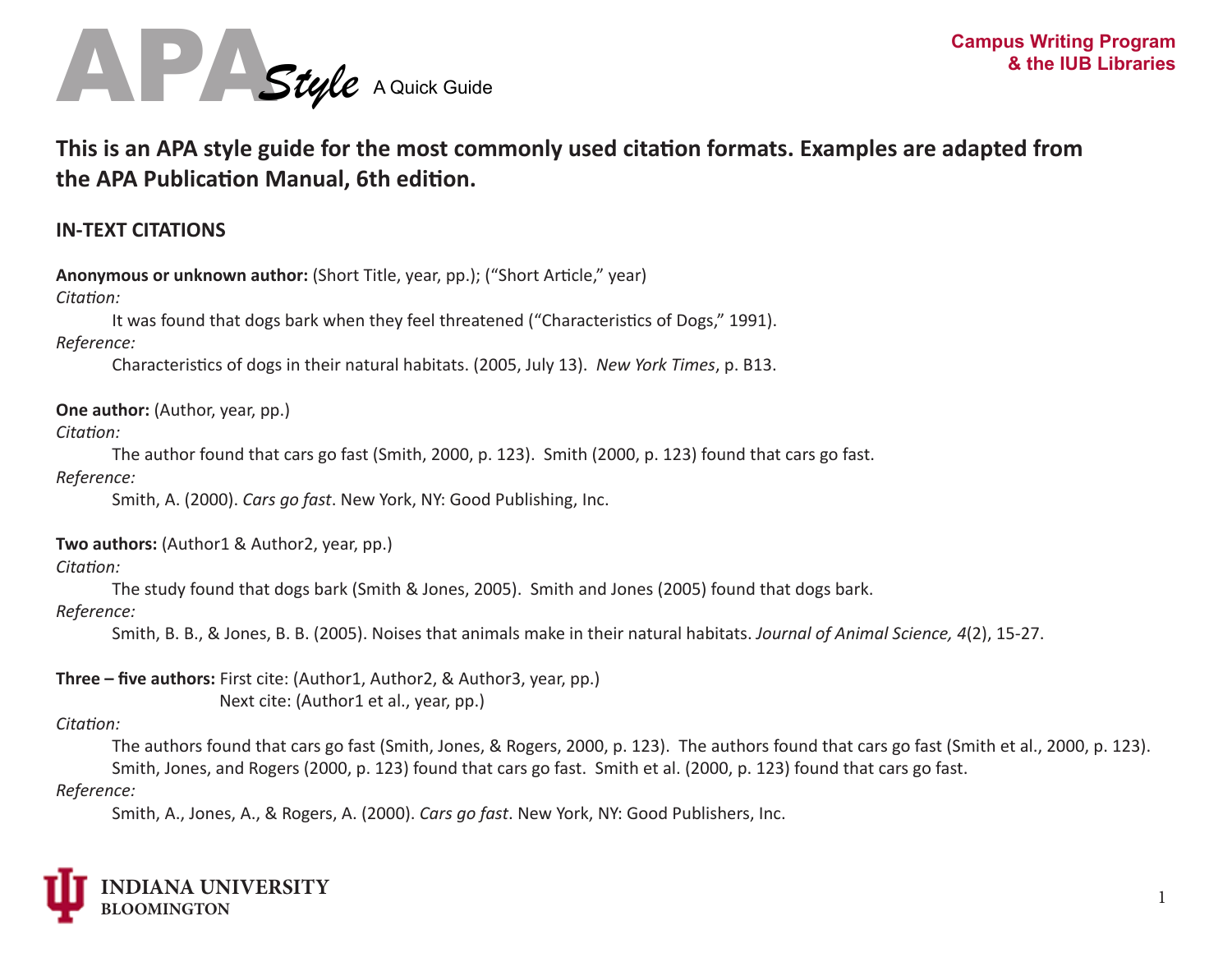# APA *Style* A Quick Guide

**Campus Writing Program & the IUB Libraries**

## This is an APA style guide for the most commonly used citation formats. Examples are adapted from the APA Publication Manual, 6th edition.

### IN-TEXT CITATIONS

**Anonymous or unknown author:** (Short Title, year, pp.); ("Short Article," year)

*Citation:*

It was found that dogs bark when they feel threatened ("Characteristics of Dogs," 1991).

*Reference:*

Characteristics of dogs in their natural habitats. (2005, July 13). *New York Times*, p. B13.

**One author:** (Author, year, pp.)

*Citation:*

The author found that cars go fast (Smith, 2000, p. 123). Smith (2000, p. 123) found that cars go fast.

*Reference:*

Smith, A. (2000). *Cars go fast*. New York, NY: Good Publishing, Inc.

**Two authors:** (Author1 & Author2, year, pp.)

*Citation:*

The study found that dogs bark (Smith & Jones, 2005). Smith and Jones (2005) found that dogs bark.

*Reference:*

Smith, B. B., & Jones, B. B. (2005). Noises that animals make in their natural habitats. *Journal of Animal Science, 4*(2), 15-27.

**Three – five authors:** First cite: (Author1, Author2, & Author3, year, pp.)
Next cite: (Author1 et al., year, pp.)

*Citation:*

The authors found that cars go fast (Smith, Jones, & Rogers, 2000, p. 123). The authors found that cars go fast (Smith et al., 2000, p. 123). Smith, Jones, and Rogers (2000, p. 123) found that cars go fast. Smith et al. (2000, p. 123) found that cars go fast.

*Reference:*

Smith, A., Jones, A., & Rogers, A. (2000). *Cars go fast*. New York, NY: Good Publishers, Inc.

INDIANA UNIVERSITY BLOOMINGTON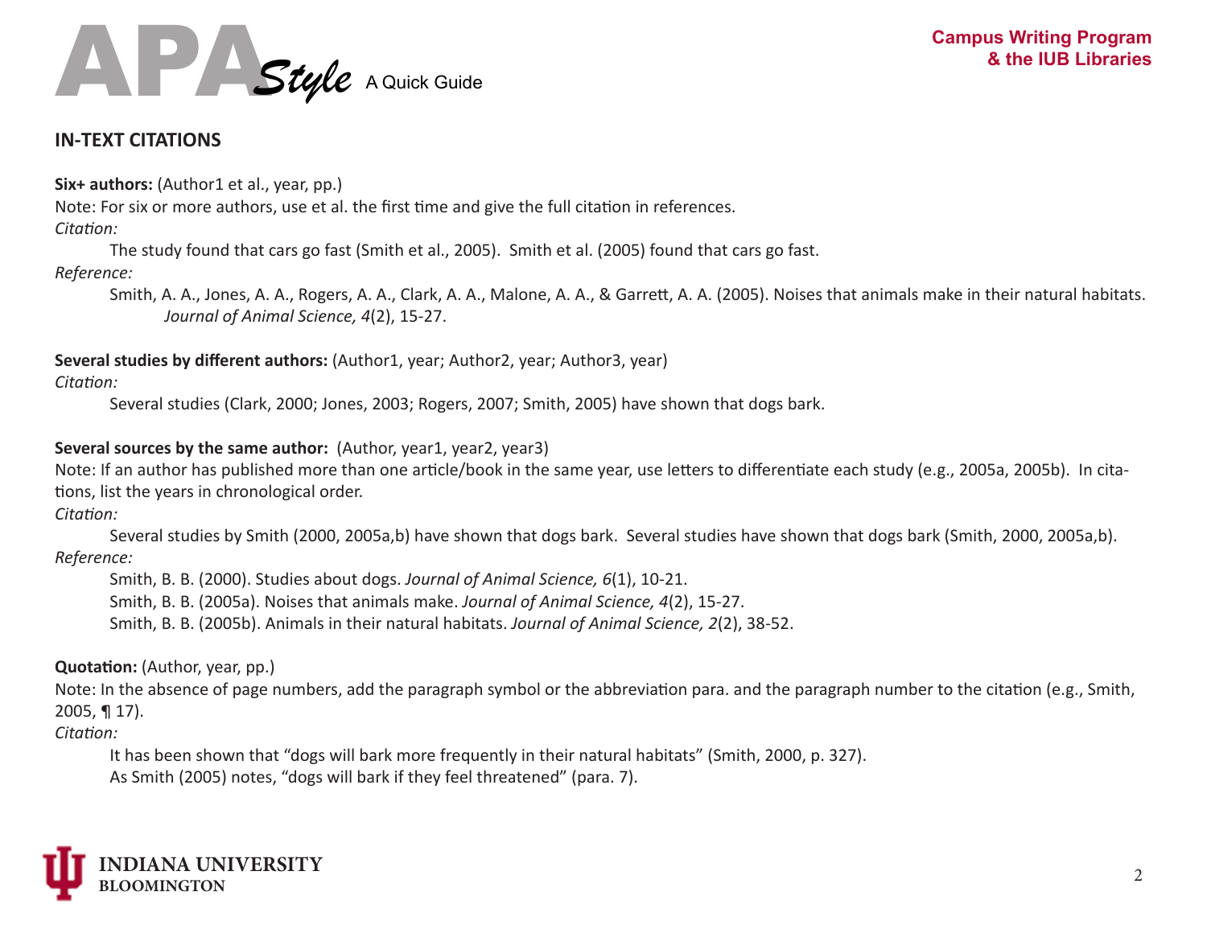## IN-TEXT CITATIONS

**Six+ authors:** (Author1 et al., year, pp.)

Note: For six or more authors, use et al. the first time and give the full citation in references.

*Citation:*

The study found that cars go fast (Smith et al., 2005). Smith et al. (2005) found that cars go fast.

*Reference:*

Smith, A. A., Jones, A. A., Rogers, A. A., Clark, A. A., Malone, A. A., & Garrett, A. A. (2005). Noises that animals make in their natural habitats. *Journal of Animal Science, 4*(2), 15-27.

**Several studies by different authors:** (Author1, year; Author2, year; Author3, year)

*Citation:*

Several studies (Clark, 2000; Jones, 2003; Rogers, 2007; Smith, 2005) have shown that dogs bark.

**Several sources by the same author:** (Author, year1, year2, year3)

Note: If an author has published more than one article/book in the same year, use letters to differentiate each study (e.g., 2005a, 2005b). In citations, list the years in chronological order.

*Citation:*

Several studies by Smith (2000, 2005a,b) have shown that dogs bark. Several studies have shown that dogs bark (Smith, 2000, 2005a,b).

*Reference:*

Smith, B. B. (2000). Studies about dogs. *Journal of Animal Science, 6*(1), 10-21.

Smith, B. B. (2005a). Noises that animals make. *Journal of Animal Science, 4*(2), 15-27.

Smith, B. B. (2005b). Animals in their natural habitats. *Journal of Animal Science, 2*(2), 38-52.

**Quotation:** (Author, year, pp.)

Note: In the absence of page numbers, add the paragraph symbol or the abbreviation para. and the paragraph number to the citation (e.g., Smith, 2005, ¶ 17).

*Citation:*

It has been shown that "dogs will bark more frequently in their natural habitats" (Smith, 2000, p. 327).

As Smith (2005) notes, "dogs will bark if they feel threatened" (para. 7).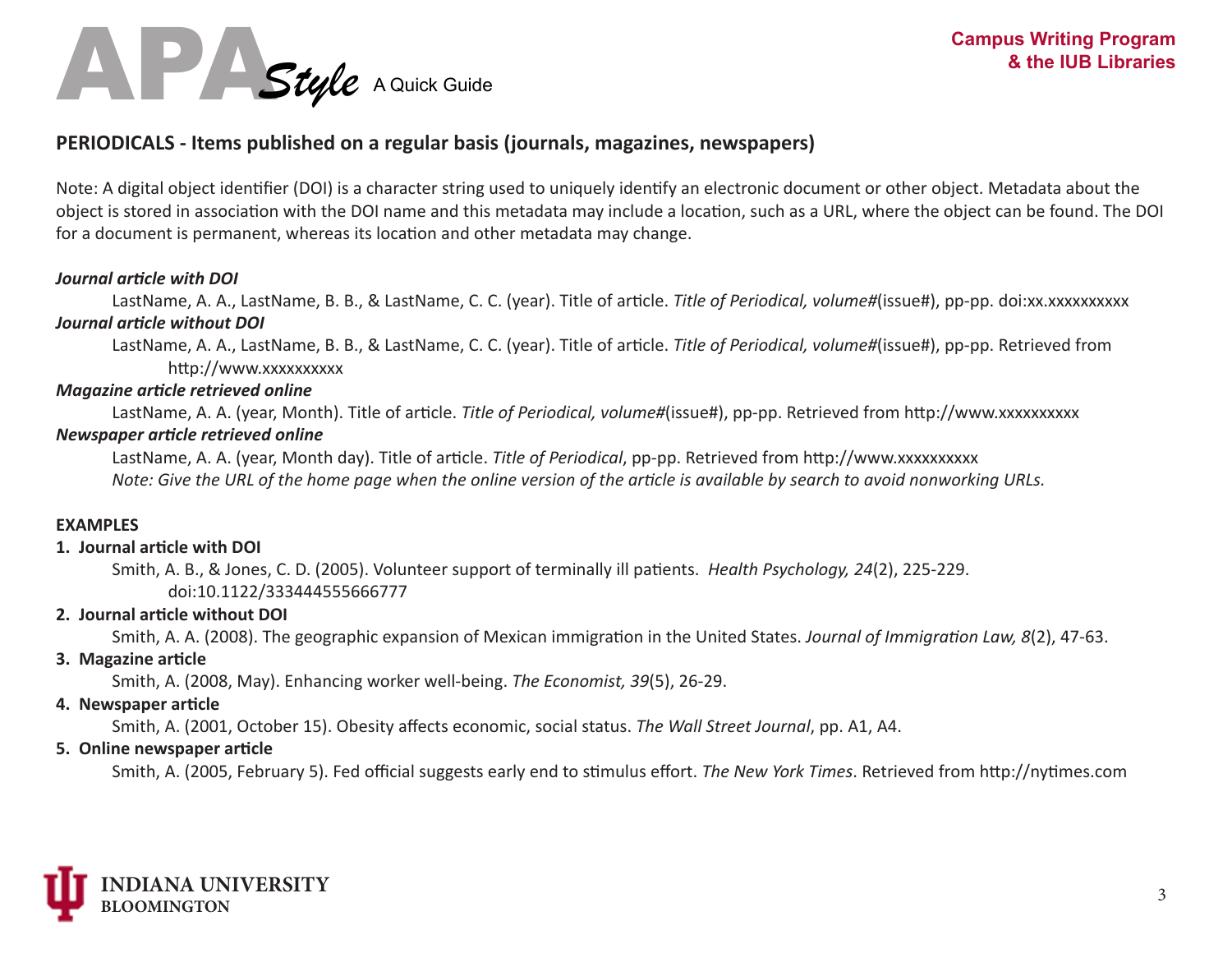# APA *Style* A Quick Guide

**Campus Writing Program & the IUB Libraries**

## PERIODICALS - Items published on a regular basis (journals, magazines, newspapers)

Note: A digital object identifier (DOI) is a character string used to uniquely identify an electronic document or other object. Metadata about the object is stored in association with the DOI name and this metadata may include a location, such as a URL, where the object can be found. The DOI for a document is permanent, whereas its location and other metadata may change.

***Journal article with DOI***

LastName, A. A., LastName, B. B., & LastName, C. C. (year). Title of article. *Title of Periodical, volume#*(issue#), pp-pp. doi:xx.xxxxxxxxxx

***Journal article without DOI***

LastName, A. A., LastName, B. B., & LastName, C. C. (year). Title of article. *Title of Periodical, volume#*(issue#), pp-pp. Retrieved from http://www.xxxxxxxxxx

***Magazine article retrieved online***

LastName, A. A. (year, Month). Title of article. *Title of Periodical, volume#*(issue#), pp-pp. Retrieved from http://www.xxxxxxxxxx

***Newspaper article retrieved online***

LastName, A. A. (year, Month day). Title of article. *Title of Periodical*, pp-pp. Retrieved from http://www.xxxxxxxxxx

*Note: Give the URL of the home page when the online version of the article is available by search to avoid nonworking URLs.*

**EXAMPLES**

1. **Journal article with DOI**

   Smith, A. B., & Jones, C. D. (2005). Volunteer support of terminally ill patients. *Health Psychology, 24*(2), 225-229. doi:10.1122/333444555666777

2. **Journal article without DOI**

   Smith, A. A. (2008). The geographic expansion of Mexican immigration in the United States. *Journal of Immigration Law, 8*(2), 47-63.

3. **Magazine article**

   Smith, A. (2008, May). Enhancing worker well-being. *The Economist, 39*(5), 26-29.

4. **Newspaper article**

   Smith, A. (2001, October 15). Obesity affects economic, social status. *The Wall Street Journal*, pp. A1, A4.

5. **Online newspaper article**

   Smith, A. (2005, February 5). Fed official suggests early end to stimulus effort. *The New York Times*. Retrieved from http://nytimes.com

INDIANA UNIVERSITY BLOOMINGTON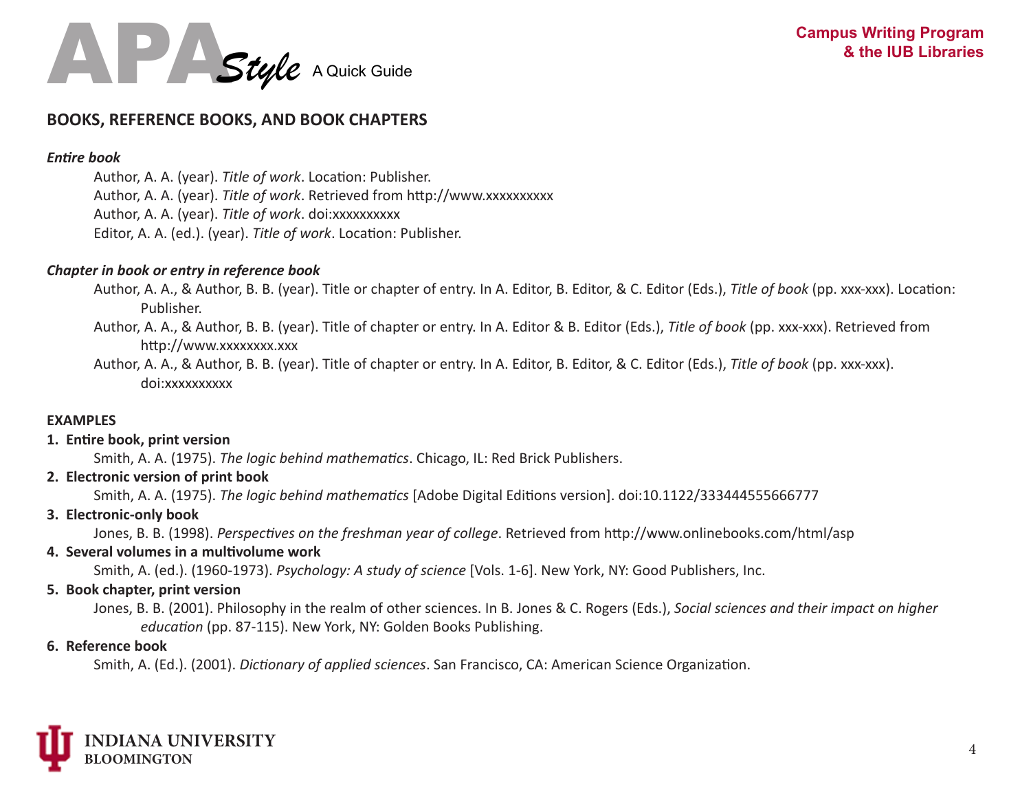## BOOKS, REFERENCE BOOKS, AND BOOK CHAPTERS

***Entire book***

Author, A. A. (year). *Title of work*. Location: Publisher.
Author, A. A. (year). *Title of work*. Retrieved from http://www.xxxxxxxxxx
Author, A. A. (year). *Title of work*. doi:xxxxxxxxxx
Editor, A. A. (ed.). (year). *Title of work*. Location: Publisher.

***Chapter in book or entry in reference book***

Author, A. A., & Author, B. B. (year). Title or chapter of entry. In A. Editor, B. Editor, & C. Editor (Eds.), *Title of book* (pp. xxx-xxx). Location: Publisher.

Author, A. A., & Author, B. B. (year). Title of chapter or entry. In A. Editor & B. Editor (Eds.), *Title of book* (pp. xxx-xxx). Retrieved from http://www.xxxxxxxx.xxx

Author, A. A., & Author, B. B. (year). Title of chapter or entry. In A. Editor, B. Editor, & C. Editor (Eds.), *Title of book* (pp. xxx-xxx). doi:xxxxxxxxxx

**EXAMPLES**

1. **Entire book, print version**
   Smith, A. A. (1975). *The logic behind mathematics*. Chicago, IL: Red Brick Publishers.
2. **Electronic version of print book**
   Smith, A. A. (1975). *The logic behind mathematics* [Adobe Digital Editions version]. doi:10.1122/333444555666777
3. **Electronic-only book**
   Jones, B. B. (1998). *Perspectives on the freshman year of college*. Retrieved from http://www.onlinebooks.com/html/asp
4. **Several volumes in a multivolume work**
   Smith, A. (ed.). (1960-1973). *Psychology: A study of science* [Vols. 1-6]. New York, NY: Good Publishers, Inc.
5. **Book chapter, print version**
   Jones, B. B. (2001). Philosophy in the realm of other sciences. In B. Jones & C. Rogers (Eds.), *Social sciences and their impact on higher education* (pp. 87-115). New York, NY: Golden Books Publishing.
6. **Reference book**
   Smith, A. (Ed.). (2001). *Dictionary of applied sciences*. San Francisco, CA: American Science Organization.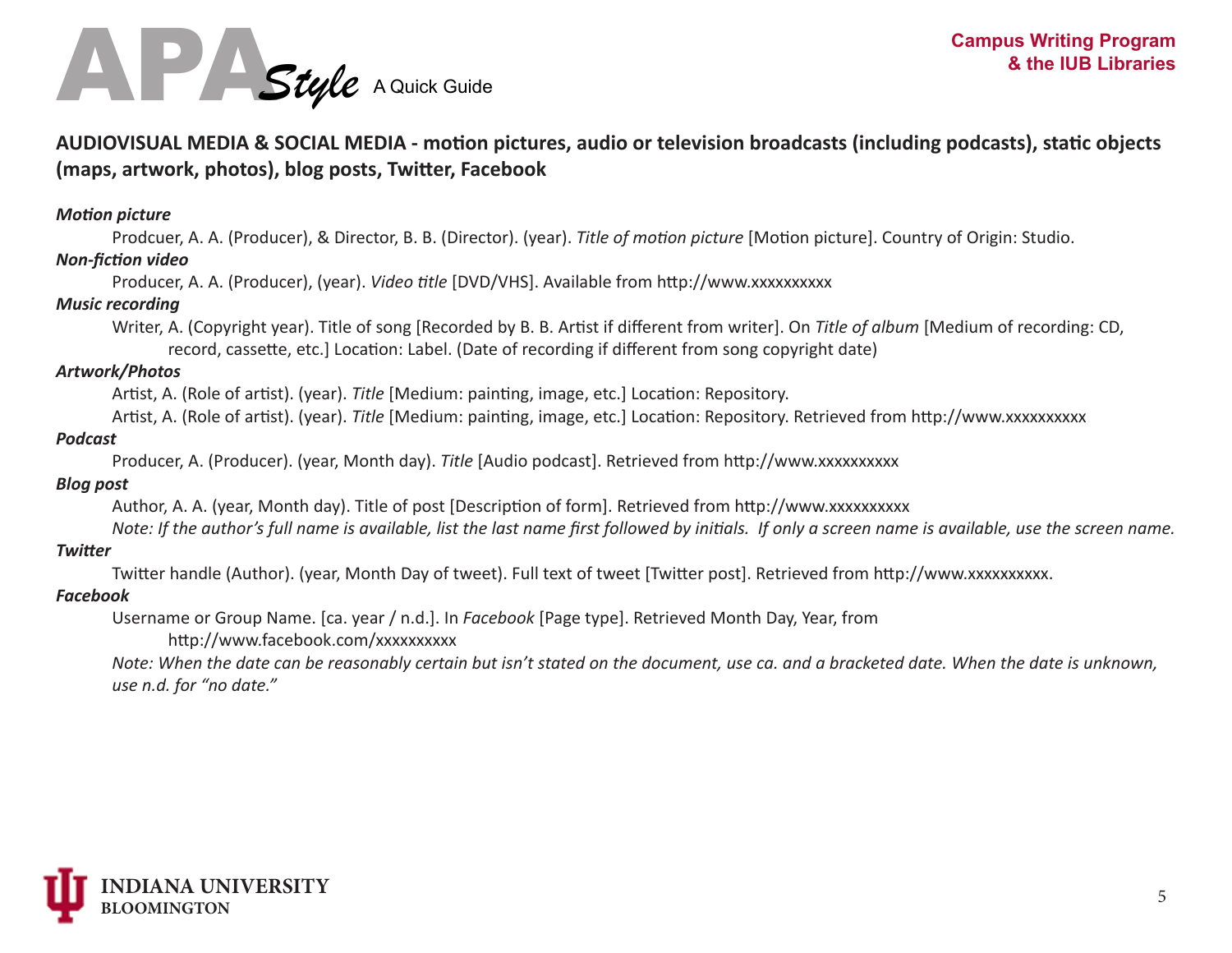## AUDIOVISUAL MEDIA & SOCIAL MEDIA - motion pictures, audio or television broadcasts (including podcasts), static objects (maps, artwork, photos), blog posts, Twitter, Facebook

***Motion picture***

Prodcuer, A. A. (Producer), & Director, B. B. (Director). (year). *Title of motion picture* [Motion picture]. Country of Origin: Studio.

***Non-fiction video***

Producer, A. A. (Producer), (year). *Video title* [DVD/VHS]. Available from http://www.xxxxxxxxxx

***Music recording***

Writer, A. (Copyright year). Title of song [Recorded by B. B. Artist if different from writer]. On *Title of album* [Medium of recording: CD, record, cassette, etc.] Location: Label. (Date of recording if different from song copyright date)

***Artwork/Photos***

Artist, A. (Role of artist). (year). *Title* [Medium: painting, image, etc.] Location: Repository.

Artist, A. (Role of artist). (year). *Title* [Medium: painting, image, etc.] Location: Repository. Retrieved from http://www.xxxxxxxxxx

***Podcast***

Producer, A. (Producer). (year, Month day). *Title* [Audio podcast]. Retrieved from http://www.xxxxxxxxxx

***Blog post***

Author, A. A. (year, Month day). Title of post [Description of form]. Retrieved from http://www.xxxxxxxxxx

*Note: If the author's full name is available, list the last name first followed by initials. If only a screen name is available, use the screen name.*

***Twitter***

Twitter handle (Author). (year, Month Day of tweet). Full text of tweet [Twitter post]. Retrieved from http://www.xxxxxxxxxx.

***Facebook***

Username or Group Name. [ca. year / n.d.]. In *Facebook* [Page type]. Retrieved Month Day, Year, from http://www.facebook.com/xxxxxxxxxx

*Note: When the date can be reasonably certain but isn't stated on the document, use ca. and a bracketed date. When the date is unknown, use n.d. for "no date."*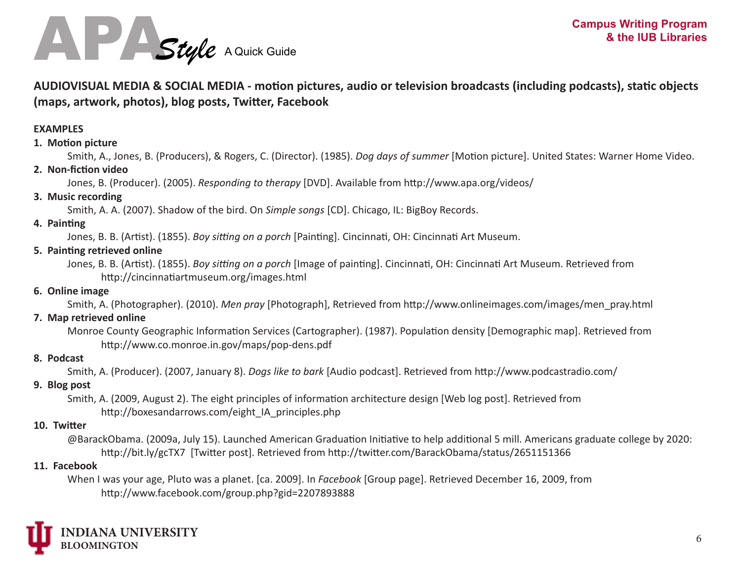**AUDIOVISUAL MEDIA & SOCIAL MEDIA - motion pictures, audio or television broadcasts (including podcasts), static objects (maps, artwork, photos), blog posts, Twitter, Facebook**

**EXAMPLES**

1. **Motion picture**

   Smith, A., Jones, B. (Producers), & Rogers, C. (Director). (1985). *Dog days of summer* [Motion picture]. United States: Warner Home Video.

2. **Non-fiction video**

   Jones, B. (Producer). (2005). *Responding to therapy* [DVD]. Available from http://www.apa.org/videos/

3. **Music recording**

   Smith, A. A. (2007). Shadow of the bird. On *Simple songs* [CD]. Chicago, IL: BigBoy Records.

4. **Painting**

   Jones, B. B. (Artist). (1855). *Boy sitting on a porch* [Painting]. Cincinnati, OH: Cincinnati Art Museum.

5. **Painting retrieved online**

   Jones, B. B. (Artist). (1855). *Boy sitting on a porch* [Image of painting]. Cincinnati, OH: Cincinnati Art Museum. Retrieved from http://cincinnatiartmuseum.org/images.html

6. **Online image**

   Smith, A. (Photographer). (2010). *Men pray* [Photograph], Retrieved from http://www.onlineimages.com/images/men_pray.html

7. **Map retrieved online**

   Monroe County Geographic Information Services (Cartographer). (1987). Population density [Demographic map]. Retrieved from http://www.co.monroe.in.gov/maps/pop-dens.pdf

8. **Podcast**

   Smith, A. (Producer). (2007, January 8). *Dogs like to bark* [Audio podcast]. Retrieved from http://www.podcastradio.com/

9. **Blog post**

   Smith, A. (2009, August 2). The eight principles of information architecture design [Web log post]. Retrieved from http://boxesandarrows.com/eight_IA_principles.php

10. **Twitter**

    @BarackObama. (2009a, July 15). Launched American Graduation Initiative to help additional 5 mill. Americans graduate college by 2020: http://bit.ly/gcTX7 [Twitter post]. Retrieved from http://twitter.com/BarackObama/status/2651151366

11. **Facebook**

    When I was your age, Pluto was a planet. [ca. 2009]. In *Facebook* [Group page]. Retrieved December 16, 2009, from http://www.facebook.com/group.php?gid=2207893888